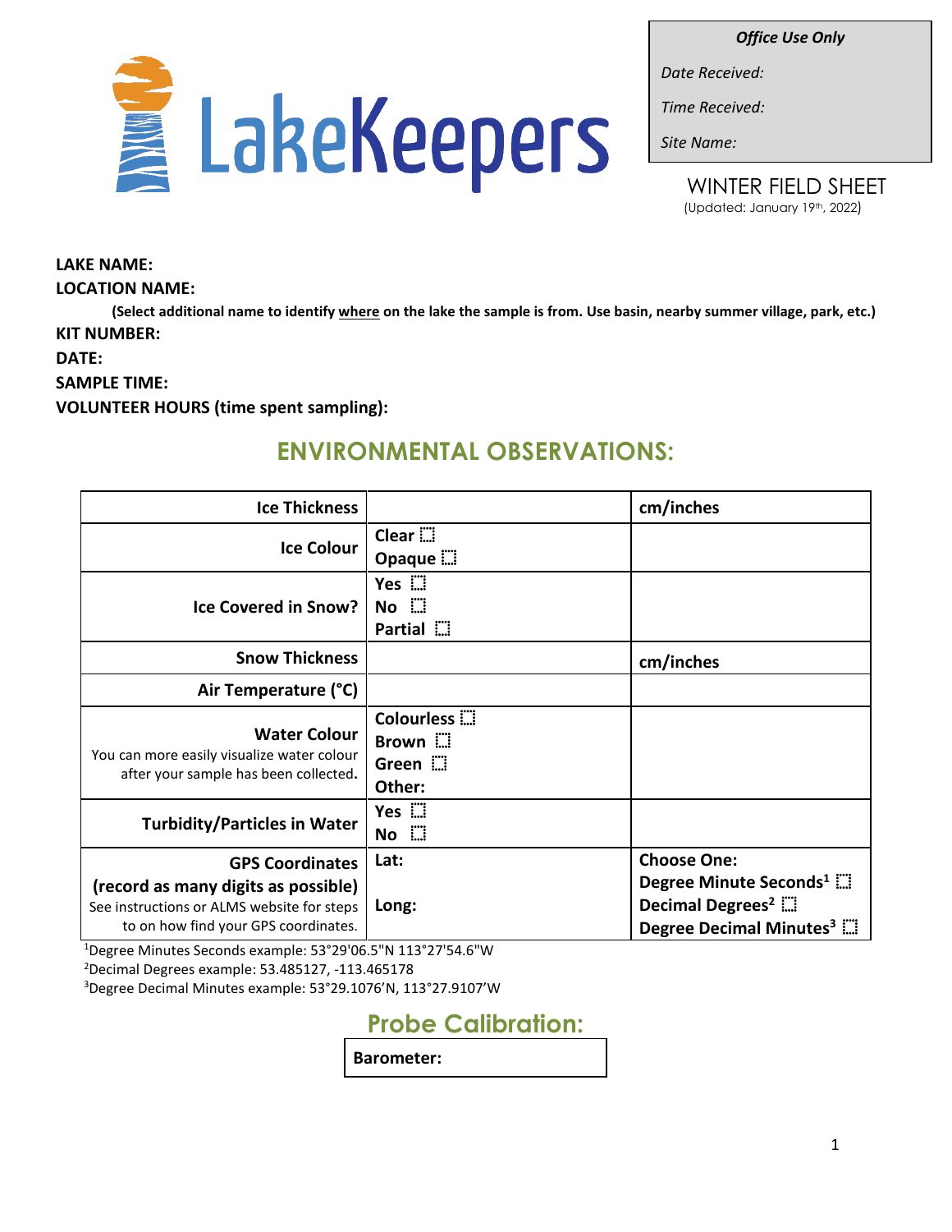LakeKeepers

| *Office Use Only* |
| --- |
| *Date Received:* |
| *Time Received:* |
| *Site Name:* |

WINTER FIELD SHEET
(Updated: January 19th, 2022)

**LAKE NAME:**

**LOCATION NAME:**

**(Select additional name to identify where on the lake the sample is from. Use basin, nearby summer village, park, etc.)**

**KIT NUMBER:**

**DATE:**

**SAMPLE TIME:**

**VOLUNTEER HOURS (time spent sampling):**

## ENVIRONMENTAL OBSERVATIONS:

| | | |
| --- | --- | --- |
| **Ice Thickness** | | **cm/inches** |
| **Ice Colour** | **Clear** ☐<br>**Opaque** ☐ | |
| **Ice Covered in Snow?** | **Yes** ☐<br>**No** ☐<br>**Partial** ☐ | |
| **Snow Thickness** | | **cm/inches** |
| **Air Temperature (°C)** | | |
| **Water Colour**<br>You can more easily visualize water colour after your sample has been collected. | **Colourless** ☐<br>**Brown** ☐<br>**Green** ☐<br>**Other:** | |
| **Turbidity/Particles in Water** | **Yes** ☐<br>**No** ☐ | |
| **GPS Coordinates**<br>**(record as many digits as possible)**<br>See instructions or ALMS website for steps to on how find your GPS coordinates. | **Lat:**<br><br>**Long:** | **Choose One:**<br>**Degree Minute Seconds**[1] ☐<br>**Decimal Degrees**[2] ☐<br>**Degree Decimal Minutes**[3] ☐ |

[1]Degree Minutes Seconds example: 53°29'06.5"N 113°27'54.6"W

[2]Decimal Degrees example: 53.485127, -113.465178

[3]Degree Decimal Minutes example: 53°29.1076'N, 113°27.9107'W

## Probe Calibration:

| **Barometer:** |
| --- |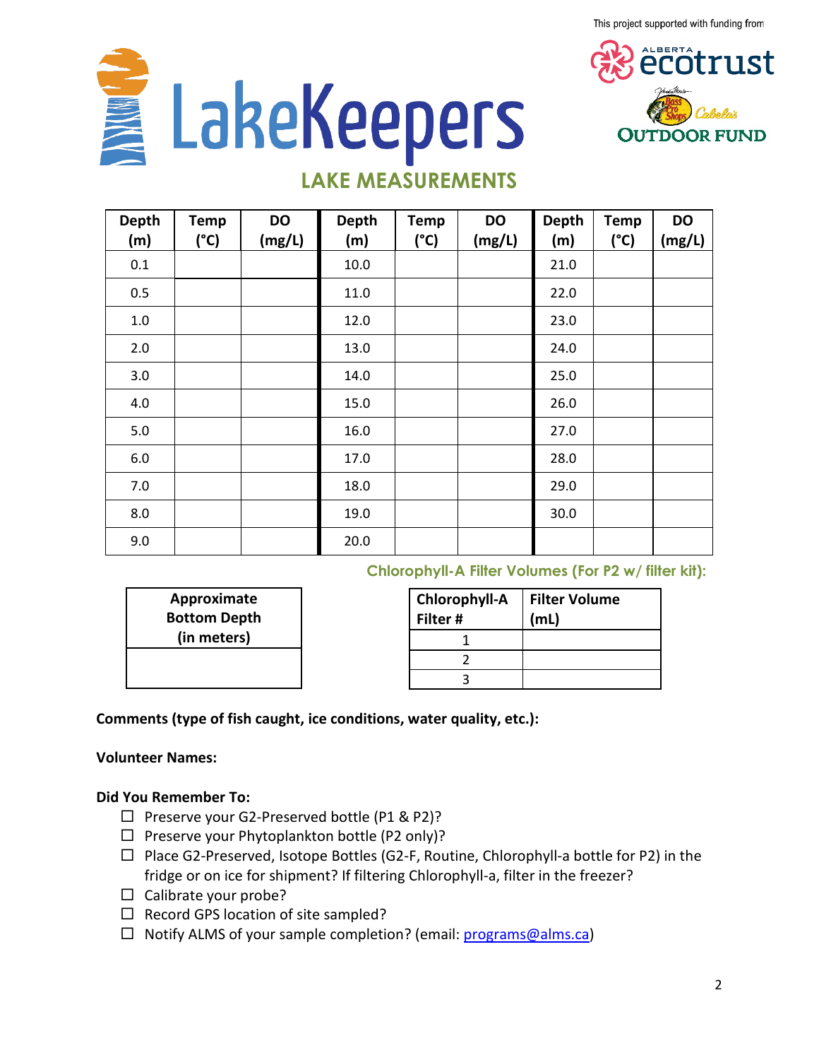This project supported with funding from

LakeKeepers

Alberta ecotrust

Bass Pro Shops Cabela's OUTDOOR FUND

## LAKE MEASUREMENTS

| Depth (m) | Temp (°C) | DO (mg/L) | Depth (m) | Temp (°C) | DO (mg/L) | Depth (m) | Temp (°C) | DO (mg/L) |
|---|---|---|---|---|---|---|---|---|
| 0.1 | | | 10.0 | | | 21.0 | | |
| 0.5 | | | 11.0 | | | 22.0 | | |
| 1.0 | | | 12.0 | | | 23.0 | | |
| 2.0 | | | 13.0 | | | 24.0 | | |
| 3.0 | | | 14.0 | | | 25.0 | | |
| 4.0 | | | 15.0 | | | 26.0 | | |
| 5.0 | | | 16.0 | | | 27.0 | | |
| 6.0 | | | 17.0 | | | 28.0 | | |
| 7.0 | | | 18.0 | | | 29.0 | | |
| 8.0 | | | 19.0 | | | 30.0 | | |
| 9.0 | | | 20.0 | | | | | |

| Approximate Bottom Depth (in meters) |
|---|
| |

**Chlorophyll-A Filter Volumes (For P2 w/ filter kit):**

| Chlorophyll-A Filter # | Filter Volume (mL) |
|---|---|
| 1 | |
| 2 | |
| 3 | |

**Comments (type of fish caught, ice conditions, water quality, etc.):**

**Volunteer Names:**

**Did You Remember To:**

- ☐ Preserve your G2-Preserved bottle (P1 & P2)?
- ☐ Preserve your Phytoplankton bottle (P2 only)?
- ☐ Place G2-Preserved, Isotope Bottles (G2-F, Routine, Chlorophyll-a bottle for P2) in the fridge or on ice for shipment? If filtering Chlorophyll-a, filter in the freezer?
- ☐ Calibrate your probe?
- ☐ Record GPS location of site sampled?
- ☐ Notify ALMS of your sample completion? (email: programs@alms.ca)